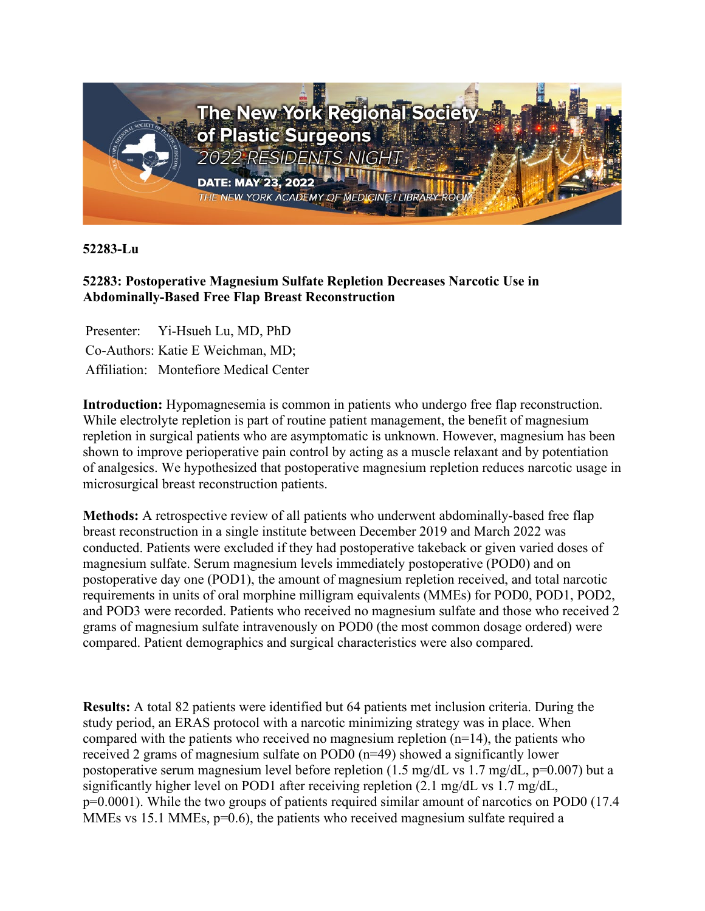**52283-Lu**

**52283: Postoperative Magnesium Sulfate Repletion Decreases Narcotic Use in Abdominally-Based Free Flap Breast Reconstruction**

Presenter: Yi-Hsueh Lu, MD, PhD
Co-Authors: Katie E Weichman, MD;
Affiliation: Montefiore Medical Center

**Introduction:** Hypomagnesemia is common in patients who undergo free flap reconstruction. While electrolyte repletion is part of routine patient management, the benefit of magnesium repletion in surgical patients who are asymptomatic is unknown. However, magnesium has been shown to improve perioperative pain control by acting as a muscle relaxant and by potentiation of analgesics. We hypothesized that postoperative magnesium repletion reduces narcotic usage in microsurgical breast reconstruction patients.

**Methods:** A retrospective review of all patients who underwent abdominally-based free flap breast reconstruction in a single institute between December 2019 and March 2022 was conducted. Patients were excluded if they had postoperative takeback or given varied doses of magnesium sulfate. Serum magnesium levels immediately postoperative (POD0) and on postoperative day one (POD1), the amount of magnesium repletion received, and total narcotic requirements in units of oral morphine milligram equivalents (MMEs) for POD0, POD1, POD2, and POD3 were recorded. Patients who received no magnesium sulfate and those who received 2 grams of magnesium sulfate intravenously on POD0 (the most common dosage ordered) were compared. Patient demographics and surgical characteristics were also compared.

**Results:** A total 82 patients were identified but 64 patients met inclusion criteria. During the study period, an ERAS protocol with a narcotic minimizing strategy was in place. When compared with the patients who received no magnesium repletion (n=14), the patients who received 2 grams of magnesium sulfate on POD0 (n=49) showed a significantly lower postoperative serum magnesium level before repletion (1.5 mg/dL vs 1.7 mg/dL, p=0.007) but a significantly higher level on POD1 after receiving repletion (2.1 mg/dL vs 1.7 mg/dL, p=0.0001). While the two groups of patients required similar amount of narcotics on POD0 (17.4 MMEs vs 15.1 MMEs, p=0.6), the patients who received magnesium sulfate required a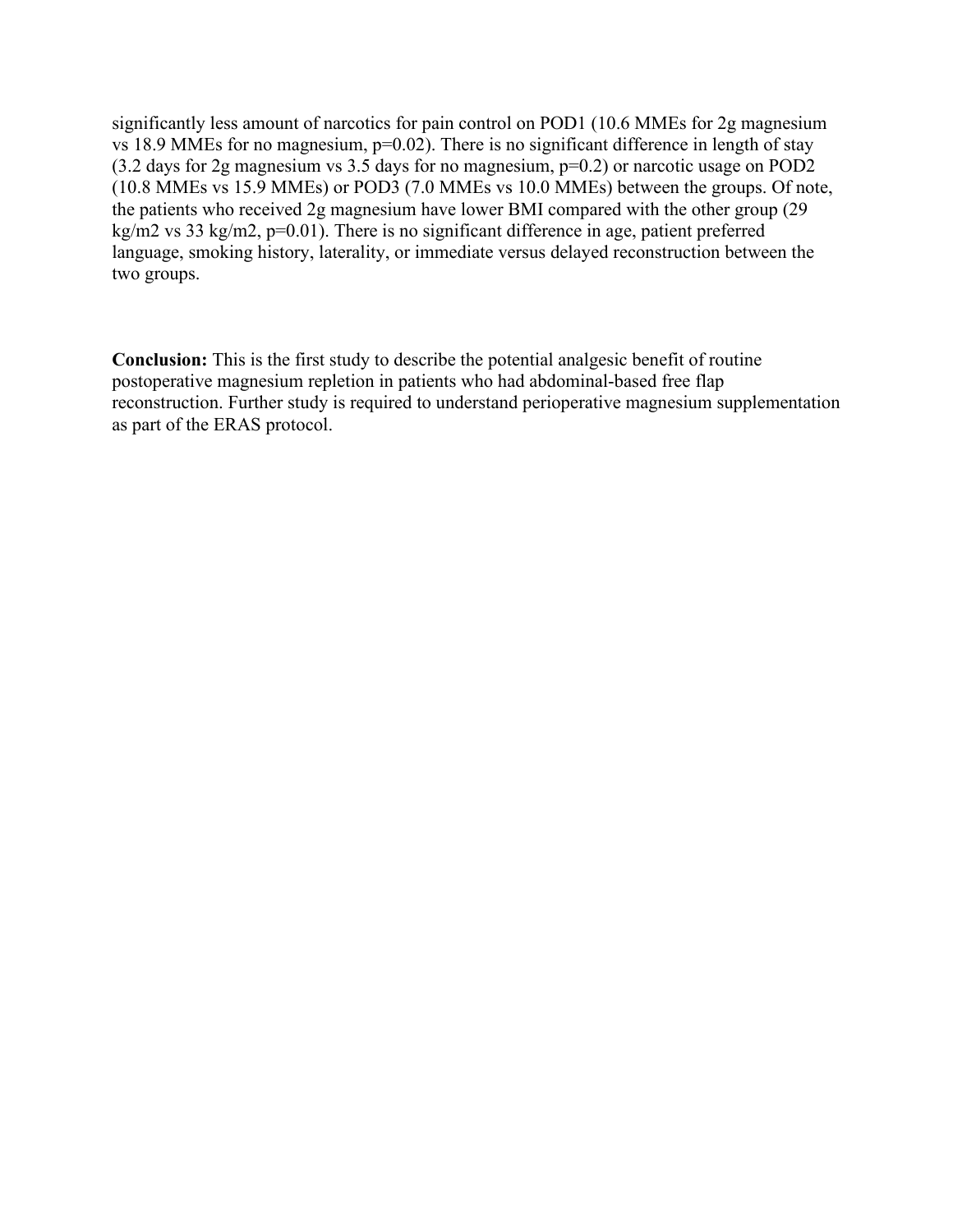significantly less amount of narcotics for pain control on POD1 (10.6 MMEs for 2g magnesium vs 18.9 MMEs for no magnesium, p=0.02). There is no significant difference in length of stay (3.2 days for 2g magnesium vs 3.5 days for no magnesium, p=0.2) or narcotic usage on POD2 (10.8 MMEs vs 15.9 MMEs) or POD3 (7.0 MMEs vs 10.0 MMEs) between the groups. Of note, the patients who received 2g magnesium have lower BMI compared with the other group (29 kg/m2 vs 33 kg/m2, p=0.01). There is no significant difference in age, patient preferred language, smoking history, laterality, or immediate versus delayed reconstruction between the two groups.

**Conclusion:** This is the first study to describe the potential analgesic benefit of routine postoperative magnesium repletion in patients who had abdominal-based free flap reconstruction. Further study is required to understand perioperative magnesium supplementation as part of the ERAS protocol.